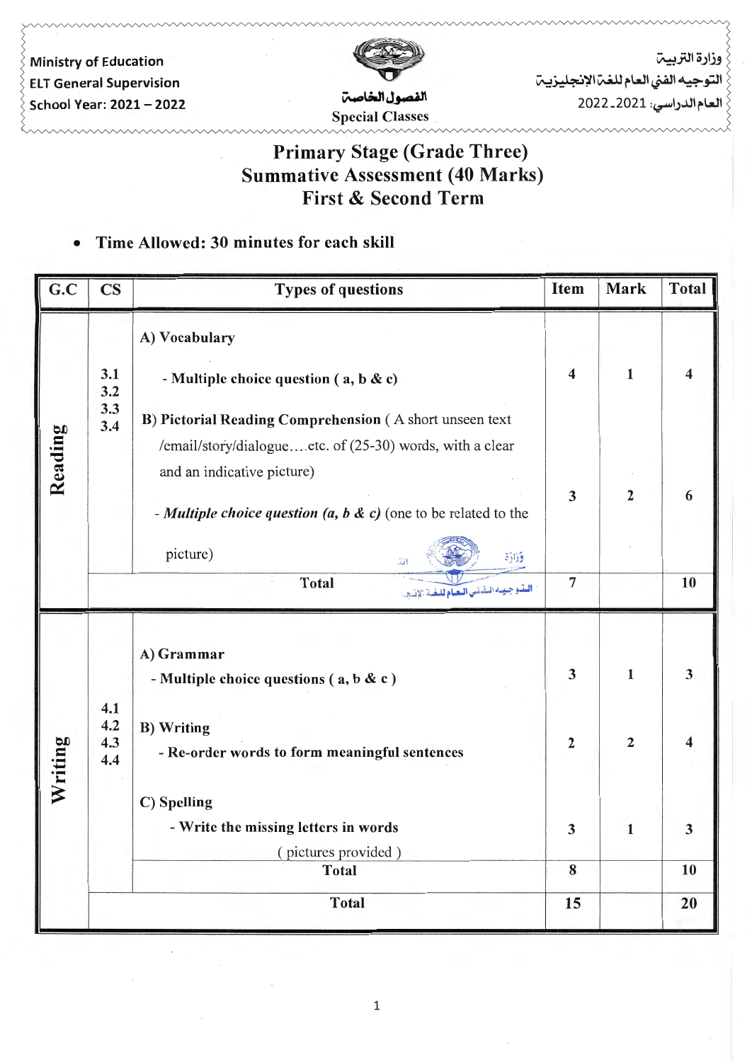Ministry of Education
ELT General Supervision
School Year: 2021 – 2022

الفصول الخاصة
Special Classes

وزارة التربية
التوجيه الفني العام للغة الإنجليزية
العام الدراسي: 2021ـ2022

# Primary Stage (Grade Three)
# Summative Assessment (40 Marks)
# First & Second Term

- **Time Allowed: 30 minutes for each skill**

| G.C | CS | Types of questions | Item | Mark | Total |
|---|---|---|---|---|---|
| Reading | 3.1 3.2 3.3 3.4 | **A) Vocabulary** - **Multiple choice question ( a, b & c)** | 4 | 1 | 4 |
| | | **B) Pictorial Reading Comprehension** ( A short unseen text /email/story/dialogue....etc. of (25-30) words, with a clear and an indicative picture) - ***Multiple choice question (a, b & c)*** (one to be related to the picture) | 3 | 2 | 6 |
| | | **Total** | 7 | | 10 |
| Writing | 4.1 4.2 4.3 4.4 | **A) Grammar** - **Multiple choice questions ( a, b & c )** | 3 | 1 | 3 |
| | | **B) Writing** - **Re-order words to form meaningful sentences** | 2 | 2 | 4 |
| | | **C) Spelling** - **Write the missing letters in words** ( pictures provided ) | 3 | 1 | 3 |
| | | **Total** | 8 | | 10 |
| | | **Total** | **15** | | **20** |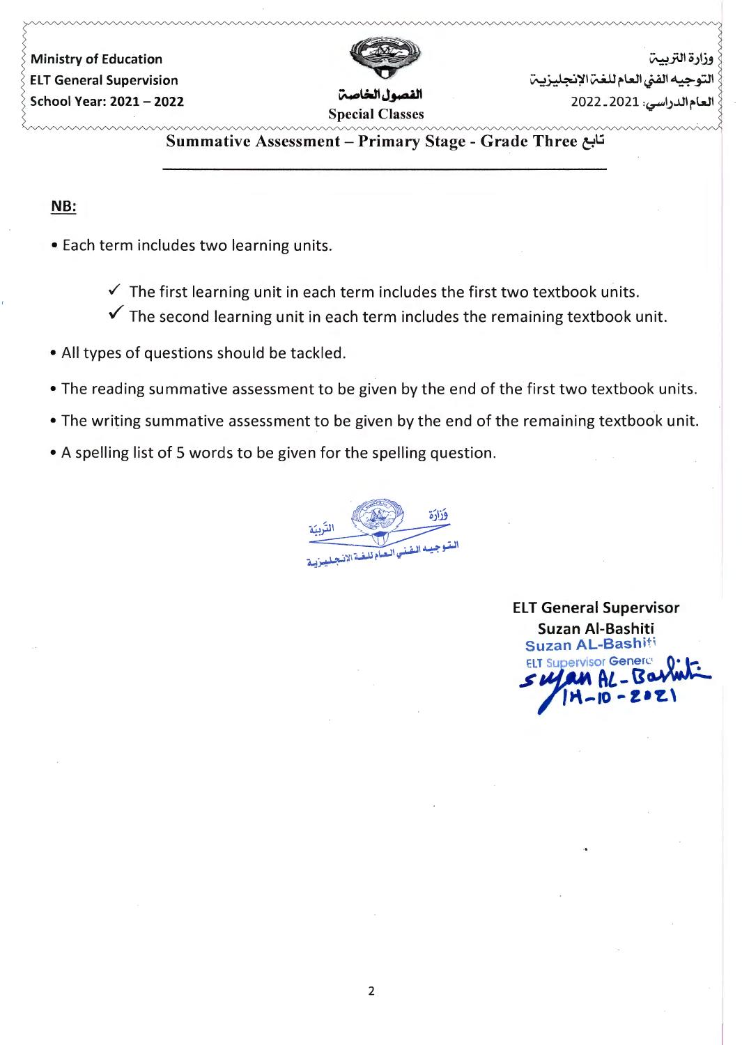Ministry of Education
ELT General Supervision
School Year: 2021 – 2022

الفصول الخاصة
Special Classes

وزارة التربية
التوجيه الفني العام للغة الإنجليزية
العام الدراسي: 2021-2022

## Summative Assessment – Primary Stage - Grade Three تابع

**NB:**

- Each term includes two learning units.
    - ✓ The first learning unit in each term includes the first two textbook units.
    - ✓ The second learning unit in each term includes the remaining textbook unit.
- All types of questions should be tackled.
- The reading summative assessment to be given by the end of the first two textbook units.
- The writing summative assessment to be given by the end of the remaining textbook unit.
- A spelling list of 5 words to be given for the spelling question.

وزارة التربية
التوجيه الفني العام للغة الانجليزية

**ELT General Supervisor**
**Suzan Al-Bashiti**

Suzan AL-Bashiti
ELT Supervisor General
Suzan AL-Bashiti
14-10-2021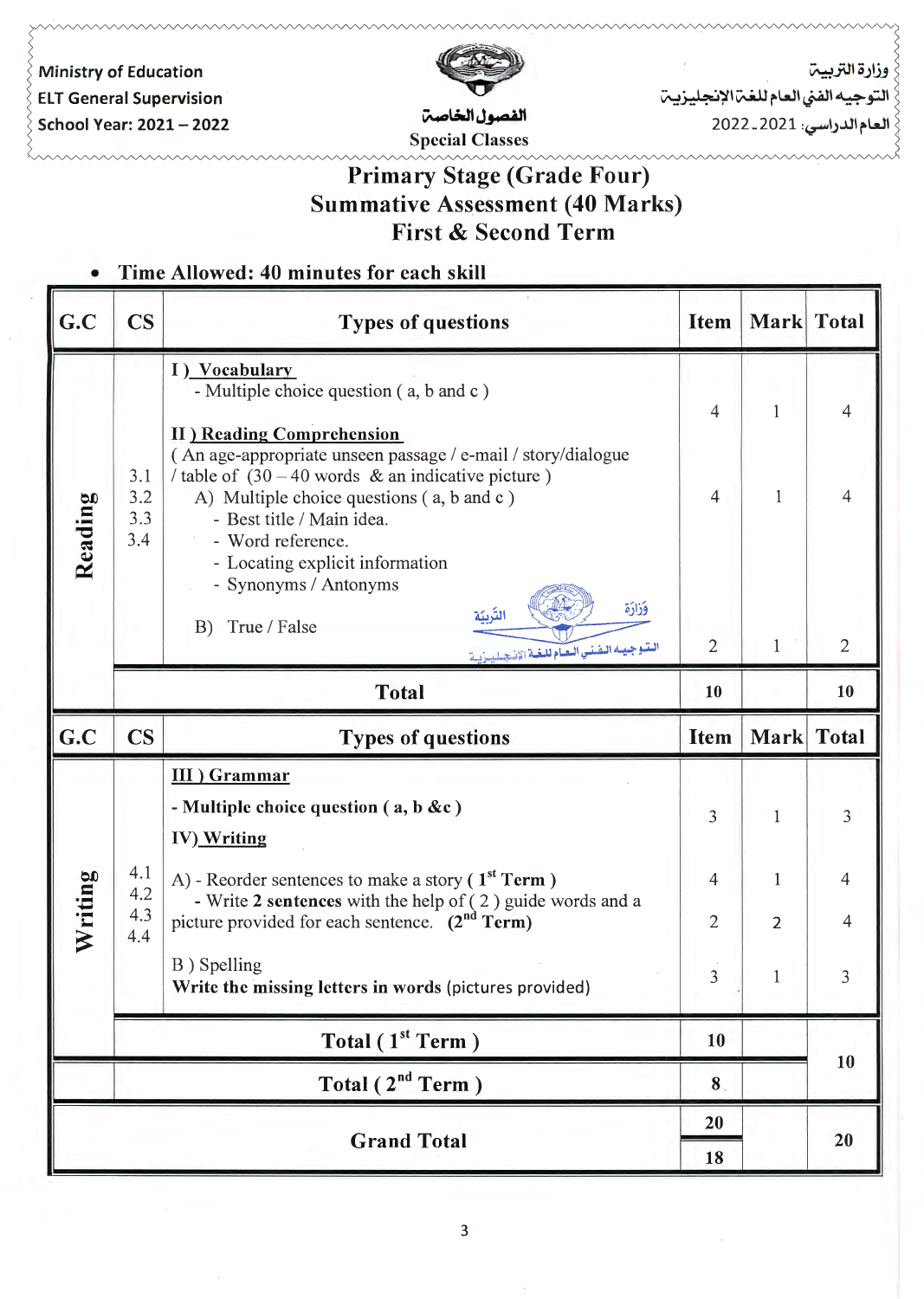Ministry of Education
ELT General Supervision
School Year: 2021 – 2022

الفصول الخاصة
Special Classes

وزارة التربية
التوجيه الفني العام للغة الإنجليزية
العام الدراسي: 2021ـ2022

# Primary Stage (Grade Four)
# Summative Assessment (40 Marks)
# First & Second Term

- **Time Allowed: 40 minutes for each skill**

| G.C | CS | Types of questions | Item | Mark | Total |
|---|---|---|---|---|---|
| **Reading** | 3.1<br>3.2<br>3.3<br>3.4 | **I ) Vocabulary**<br>- Multiple choice question ( a, b and c ) | 4 | 1 | 4 |
| | | **II ) Reading Comprehension**<br>( An age-appropriate unseen passage / e-mail / story/dialogue / table of (30 – 40 words & an indicative picture )<br>A) Multiple choice questions ( a, b and c )<br>- Best title / Main idea.<br>- Word reference.<br>- Locating explicit information<br>- Synonyms / Antonyms | 4 | 1 | 4 |
| | | B) True / False | 2 | 1 | 2 |
| | | **Total** | **10** | | **10** |

| G.C | CS | Types of questions | Item | Mark | Total |
|---|---|---|---|---|---|
| **Writing** | 4.1<br>4.2<br>4.3<br>4.4 | **III ) Grammar**<br>**- Multiple choice question ( a, b &c )** | 3 | 1 | 3 |
| | | **IV) Writing**<br>A) - Reorder sentences to make a story **( 1st Term )** | 4 | 1 | 4 |
| | | - Write **2 sentences** with the help of ( 2 ) guide words and a picture provided for each sentence. **(2nd Term)** | 2 | 2 | 4 |
| | | B ) Spelling<br>**Write the missing letters in words** (pictures provided) | 3 | 1 | 3 |
| | | **Total ( 1st Term )** | **10** | | **10** |
| | | **Total ( 2nd Term )** | **8** | | |
| **Grand Total** | | | **20**<br>**18** | | **20** |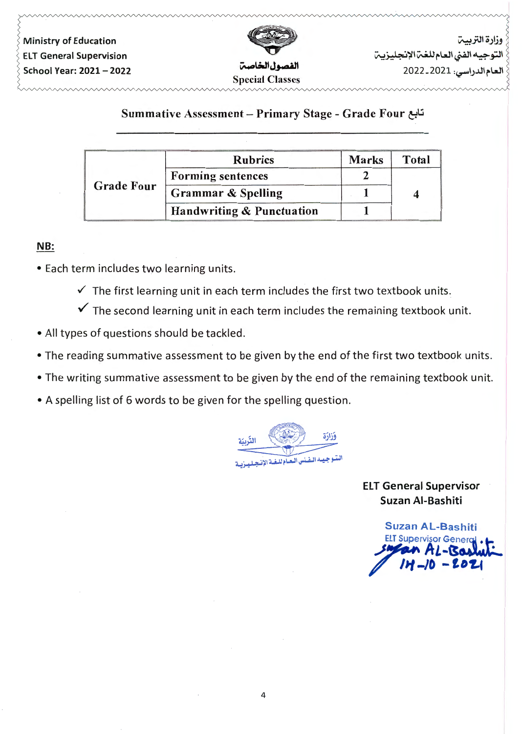Ministry of Education
ELT General Supervision
School Year: 2021 – 2022

الفصول الخاصة
Special Classes

وزارة التربية
التوجيه الفني العام للغة الإنجليزية
العام الدراسي: 2021-2022

## Summative Assessment – Primary Stage - Grade Four تابع

| | Rubrics | Marks | Total |
|---|---|---|---|
| Grade Four | Forming sentences | 2 | 4 |
| | Grammar & Spelling | 1 | |
| | Handwriting & Punctuation | 1 | |

**NB:**

- Each term includes two learning units.
  - ✓ The first learning unit in each term includes the first two textbook units.
  - ✓ The second learning unit in each term includes the remaining textbook unit.
- All types of questions should be tackled.
- The reading summative assessment to be given by the end of the first two textbook units.
- The writing summative assessment to be given by the end of the remaining textbook unit.
- A spelling list of 6 words to be given for the spelling question.

وزارة التربية
التوجيه الفني العام للغة الإنجليزية

ELT General Supervisor
Suzan Al-Bashiti

Suzan AL-Bashiti
ELT Supervisor General
Suzan AL-Bashiti
14-10-2021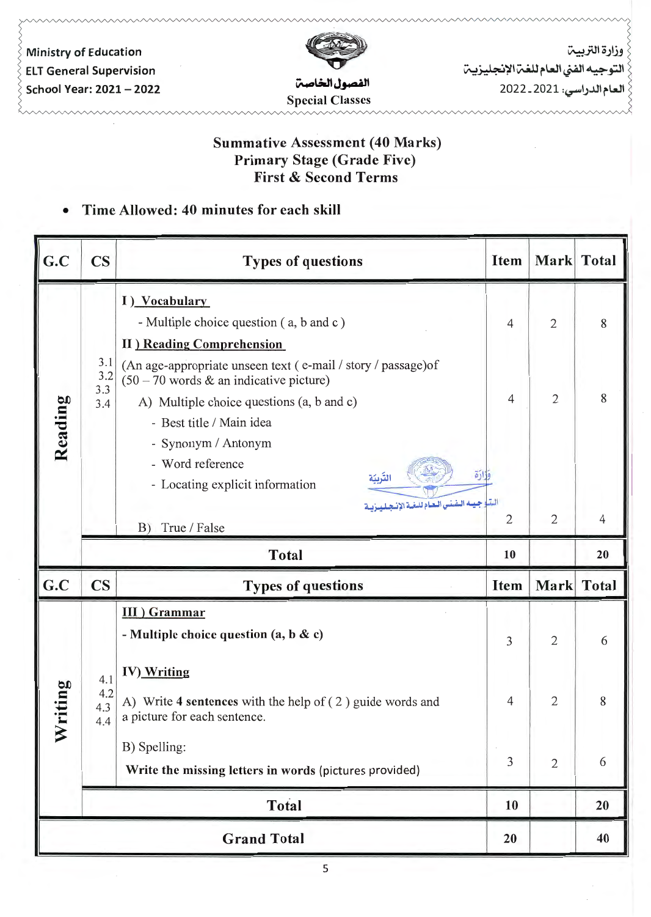Ministry of Education
ELT General Supervision
School Year: 2021 – 2022

الفصول الخاصة
Special Classes

وزارة التربية
التوجيه الفني العام للغة الإنجليزية
العام الدراسي: 2021 ـ 2022

## Summative Assessment (40 Marks)
## Primary Stage (Grade Five)
## First & Second Terms

- **Time Allowed: 40 minutes for each skill**

| G.C | CS | Types of questions | Item | Mark | Total |
|---|---|---|---|---|---|
| **Reading** | 3.1 3.2 3.3 3.4 | **I ) Vocabulary** | | | |
| | | - Multiple choice question ( a, b and c ) | 4 | 2 | 8 |
| | | **II ) Reading Comprehension** | | | |
| | | (An age-appropriate unseen text ( e-mail / story / passage)of (50 – 70 words & an indicative picture) | | | |
| | | A) Multiple choice questions (a, b and c) - Best title / Main idea - Synonym / Antonym - Word reference - Locating explicit information | 4 | 2 | 8 |
| | | B) True / False | 2 | 2 | 4 |
| | | **Total** | **10** | | **20** |
| **G.C** | **CS** | **Types of questions** | **Item** | **Mark** | **Total** |
| **Writing** | 4.1 4.2 4.3 4.4 | **III ) Grammar** | | | |
| | | **- Multiple choice question (a, b & c)** | 3 | 2 | 6 |
| | | **IV) Writing** | | | |
| | | A) Write **4 sentences** with the help of ( 2 ) guide words and a picture for each sentence. | 4 | 2 | 8 |
| | | B) Spelling: **Write the missing letters in words** (pictures provided) | 3 | 2 | 6 |
| | | **Total** | **10** | | **20** |
| | | **Grand Total** | **20** | | **40** |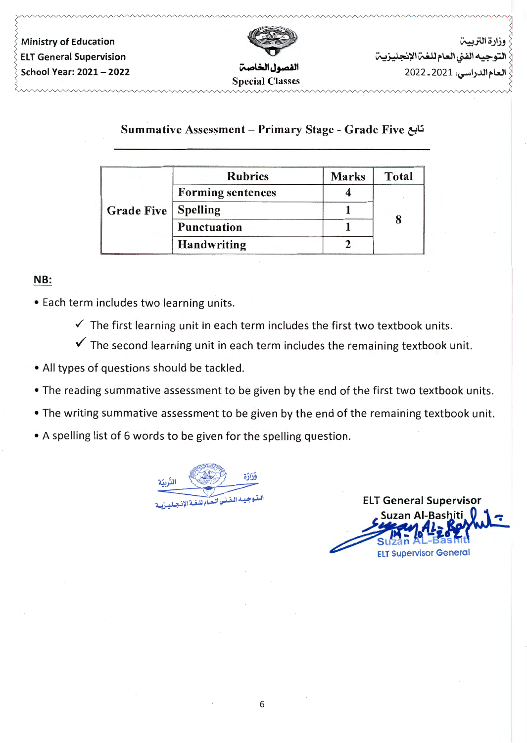Ministry of Education
ELT General Supervision
School Year: 2021 – 2022

الفصول الخاصة
Special Classes

وزارة التربية
التوجيه الفني العام للغة الإنجليزية
العام الدراسي: 2021 ـ 2022

## Summative Assessment – Primary Stage - Grade Five تابع

| | Rubrics | Marks | Total |
|---|---|---|---|
| Grade Five | Forming sentences | 4 | 8 |
| | Spelling | 1 | |
| | Punctuation | 1 | |
| | Handwriting | 2 | |

**NB:**

- Each term includes two learning units.
  - ✓ The first learning unit in each term includes the first two textbook units.
  - ✓ The second learning unit in each term includes the remaining textbook unit.
- All types of questions should be tackled.
- The reading summative assessment to be given by the end of the first two textbook units.
- The writing summative assessment to be given by the end of the remaining textbook unit.
- A spelling list of 6 words to be given for the spelling question.

وزارة التربية
التوجيه الفني العام للغة الإنجليزية

ELT General Supervisor
Suzan Al-Bashiti
Suzan AL-Bashiti
ELT Supervisor General